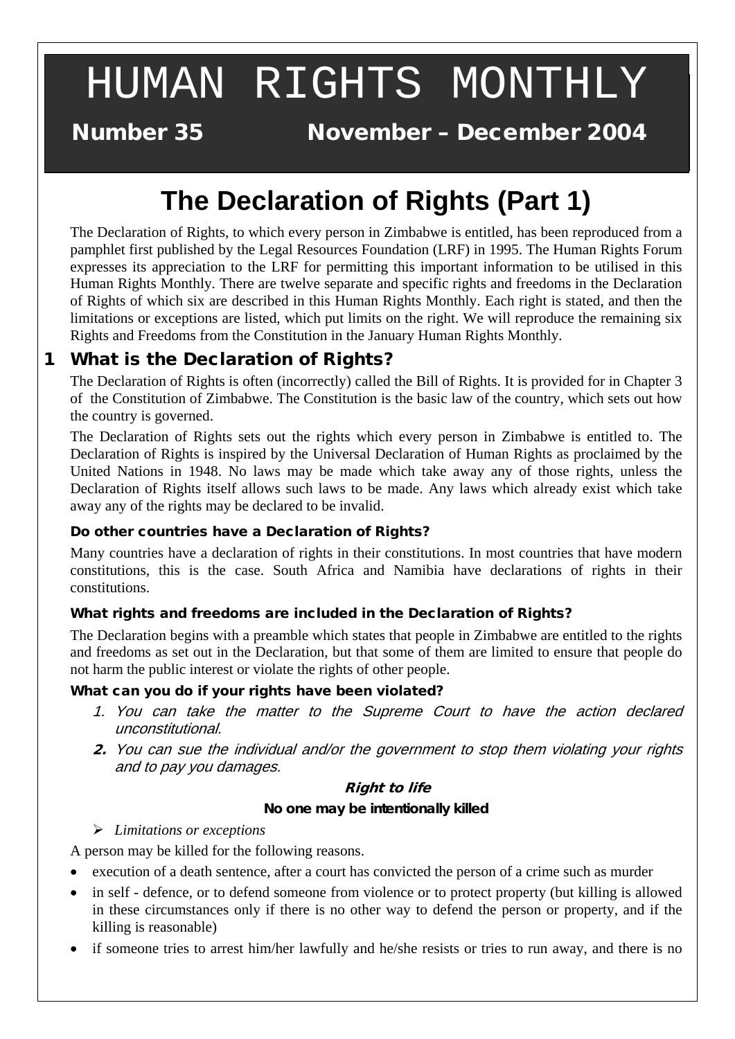# HUMAN RIGHTS MONTHLY

**Number 35 November – December 2004**

# The Declaration of Rights (Part 1)

The Declaration of Rights, to which every person in Zimbabwe is entitled, has been reproduced from a pamphlet first published by the Legal Resources Foundation (LRF) in 1995. The Human Rights Forum expresses its appreciation to the LRF for permitting this important information to be utilised in this Human Rights Monthly. There are twelve separate and specific rights and freedoms in the Declaration of Rights of which six are described in this Human Rights Monthly. Each right is stated, and then the limitations or exceptions are listed, which put limits on the right. We will reproduce the remaining six Rights and Freedoms from the Constitution in the January Human Rights Monthly.

## 1 What is the Declaration of Rights?

The Declaration of Rights is often (incorrectly) called the Bill of Rights. It is provided for in Chapter 3 of the Constitution of Zimbabwe. The Constitution is the basic law of the country, which sets out how the country is governed.

The Declaration of Rights sets out the rights which every person in Zimbabwe is entitled to. The Declaration of Rights is inspired by the Universal Declaration of Human Rights as proclaimed by the United Nations in 1948. No laws may be made which take away any of those rights, unless the Declaration of Rights itself allows such laws to be made. Any laws which already exist which take away any of the rights may be declared to be invalid.

### Do other countries have a Declaration of Rights?

Many countries have a declaration of rights in their constitutions. In most countries that have modern constitutions, this is the case. South Africa and Namibia have declarations of rights in their constitutions.

### What rights and freedoms are included in the Declaration of Rights?

The Declaration begins with a preamble which states that people in Zimbabwe are entitled to the rights and freedoms as set out in the Declaration, but that some of them are limited to ensure that people do not harm the public interest or violate the rights of other people.

### What can you do if your rights have been violated?

1. *You can take the matter to the Supreme Court to have the action declared unconstitutional.*
2. *You can sue the individual and/or the government to stop them violating your rights and to pay you damages.*

**Right to life**

**No one may be intentionally killed**

- *Limitations or exceptions*

A person may be killed for the following reasons.

- execution of a death sentence, after a court has convicted the person of a crime such as murder
- in self - defence, or to defend someone from violence or to protect property (but killing is allowed in these circumstances only if there is no other way to defend the person or property, and if the killing is reasonable)
- if someone tries to arrest him/her lawfully and he/she resists or tries to run away, and there is no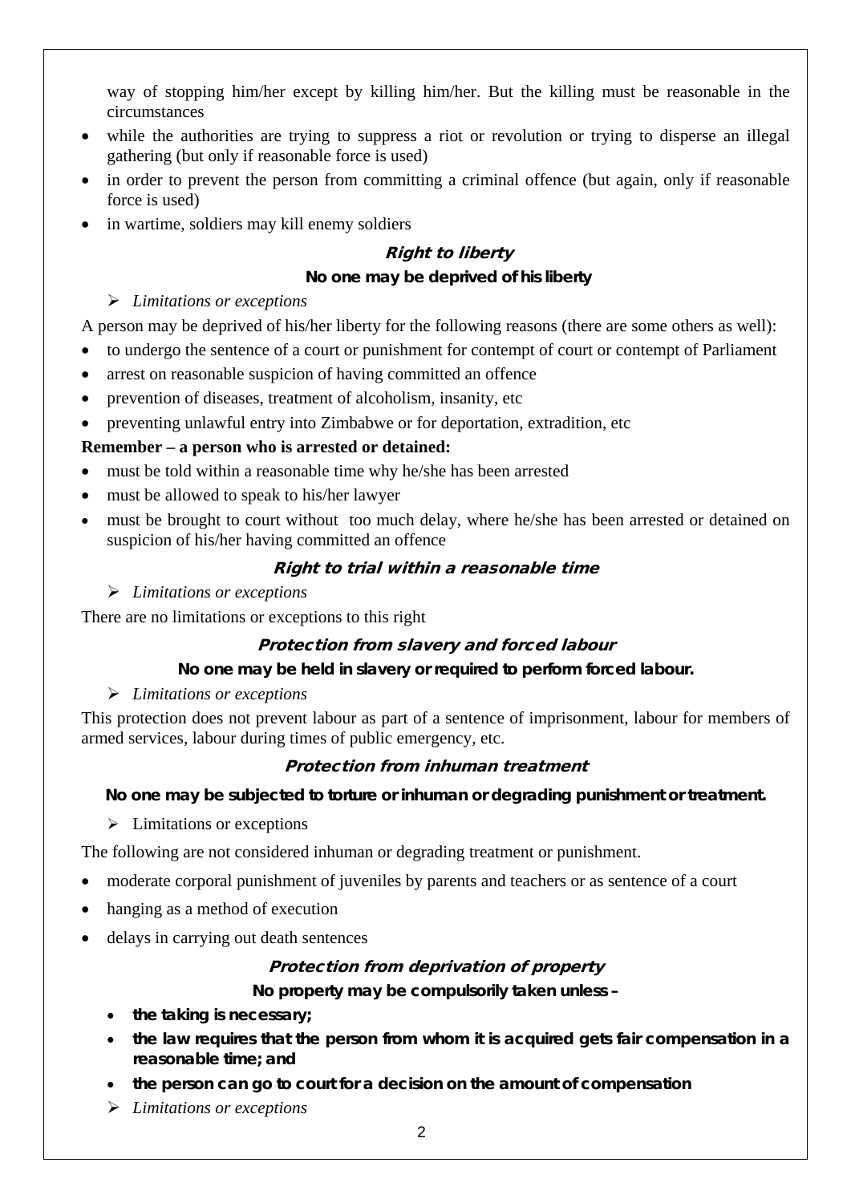way of stopping him/her except by killing him/her. But the killing must be reasonable in the circumstances

- while the authorities are trying to suppress a riot or revolution or trying to disperse an illegal gathering (but only if reasonable force is used)
- in order to prevent the person from committing a criminal offence (but again, only if reasonable force is used)
- in wartime, soldiers may kill enemy soldiers

### *Right to liberty*

**No one may be deprived of his liberty**

- *Limitations or exceptions*

A person may be deprived of his/her liberty for the following reasons (there are some others as well):

- to undergo the sentence of a court or punishment for contempt of court or contempt of Parliament
- arrest on reasonable suspicion of having committed an offence
- prevention of diseases, treatment of alcoholism, insanity, etc
- preventing unlawful entry into Zimbabwe or for deportation, extradition, etc

**Remember – a person who is arrested or detained:**

- must be told within a reasonable time why he/she has been arrested
- must be allowed to speak to his/her lawyer
- must be brought to court without too much delay, where he/she has been arrested or detained on suspicion of his/her having committed an offence

### *Right to trial within a reasonable time*

- *Limitations or exceptions*

There are no limitations or exceptions to this right

### *Protection from slavery and forced labour*

**No one may be held in slavery or required to perform forced labour.**

- *Limitations or exceptions*

This protection does not prevent labour as part of a sentence of imprisonment, labour for members of armed services, labour during times of public emergency, etc.

### *Protection from inhuman treatment*

**No one may be subjected to torture or inhuman or degrading punishment or treatment.**

- Limitations or exceptions

The following are not considered inhuman or degrading treatment or punishment.

- moderate corporal punishment of juveniles by parents and teachers or as sentence of a court
- hanging as a method of execution
- delays in carrying out death sentences

### *Protection from deprivation of property*

**No property may be compulsorily taken unless –**

- **the taking is necessary;**
- **the law requires that the person from whom it is acquired gets fair compensation in a reasonable time; and**
- **the person can go to court for a decision on the amount of compensation**

- *Limitations or exceptions*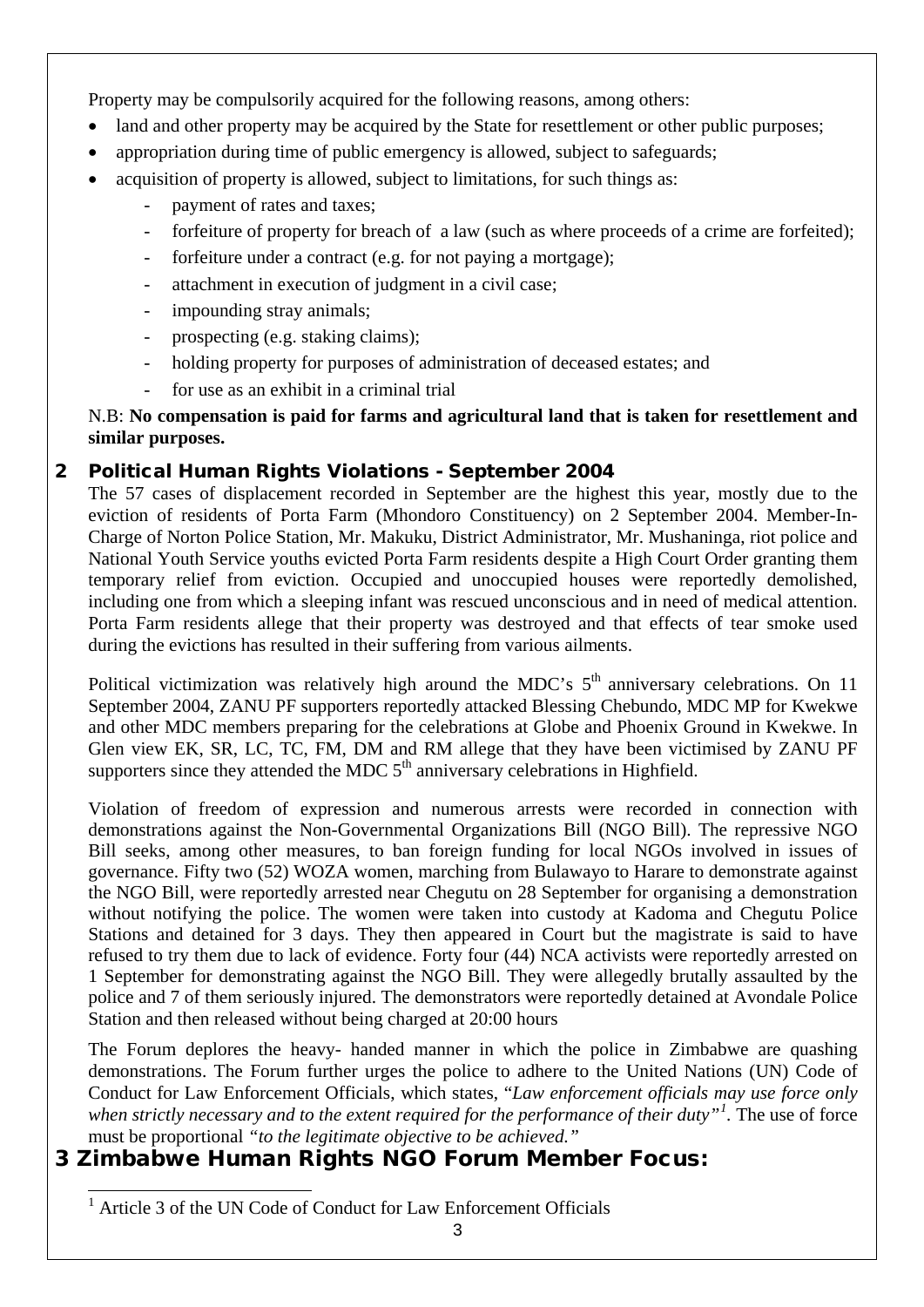Property may be compulsorily acquired for the following reasons, among others:

- land and other property may be acquired by the State for resettlement or other public purposes;
- appropriation during time of public emergency is allowed, subject to safeguards;
- acquisition of property is allowed, subject to limitations, for such things as:
  - payment of rates and taxes;
  - forfeiture of property for breach of a law (such as where proceeds of a crime are forfeited);
  - forfeiture under a contract (e.g. for not paying a mortgage);
  - attachment in execution of judgment in a civil case;
  - impounding stray animals;
  - prospecting (e.g. staking claims);
  - holding property for purposes of administration of deceased estates; and
  - for use as an exhibit in a criminal trial

N.B: **No compensation is paid for farms and agricultural land that is taken for resettlement and similar purposes.**

## 2 Political Human Rights Violations - September 2004

The 57 cases of displacement recorded in September are the highest this year, mostly due to the eviction of residents of Porta Farm (Mhondoro Constituency) on 2 September 2004. Member-In-Charge of Norton Police Station, Mr. Makuku, District Administrator, Mr. Mushaninga, riot police and National Youth Service youths evicted Porta Farm residents despite a High Court Order granting them temporary relief from eviction. Occupied and unoccupied houses were reportedly demolished, including one from which a sleeping infant was rescued unconscious and in need of medical attention. Porta Farm residents allege that their property was destroyed and that effects of tear smoke used during the evictions has resulted in their suffering from various ailments.

Political victimization was relatively high around the MDC's 5th anniversary celebrations. On 11 September 2004, ZANU PF supporters reportedly attacked Blessing Chebundo, MDC MP for Kwekwe and other MDC members preparing for the celebrations at Globe and Phoenix Ground in Kwekwe. In Glen view EK, SR, LC, TC, FM, DM and RM allege that they have been victimised by ZANU PF supporters since they attended the MDC 5th anniversary celebrations in Highfield.

Violation of freedom of expression and numerous arrests were recorded in connection with demonstrations against the Non-Governmental Organizations Bill (NGO Bill). The repressive NGO Bill seeks, among other measures, to ban foreign funding for local NGOs involved in issues of governance. Fifty two (52) WOZA women, marching from Bulawayo to Harare to demonstrate against the NGO Bill, were reportedly arrested near Chegutu on 28 September for organising a demonstration without notifying the police. The women were taken into custody at Kadoma and Chegutu Police Stations and detained for 3 days. They then appeared in Court but the magistrate is said to have refused to try them due to lack of evidence. Forty four (44) NCA activists were reportedly arrested on 1 September for demonstrating against the NGO Bill. They were allegedly brutally assaulted by the police and 7 of them seriously injured. The demonstrators were reportedly detained at Avondale Police Station and then released without being charged at 20:00 hours

The Forum deplores the heavy- handed manner in which the police in Zimbabwe are quashing demonstrations. The Forum further urges the police to adhere to the United Nations (UN) Code of Conduct for Law Enforcement Officials, which states, "*Law enforcement officials may use force only when strictly necessary and to the extent required for the performance of their duty*"[1]. The use of force must be proportional *"to the legitimate objective to be achieved."*

## 3 Zimbabwe Human Rights NGO Forum Member Focus:

[1] Article 3 of the UN Code of Conduct for Law Enforcement Officials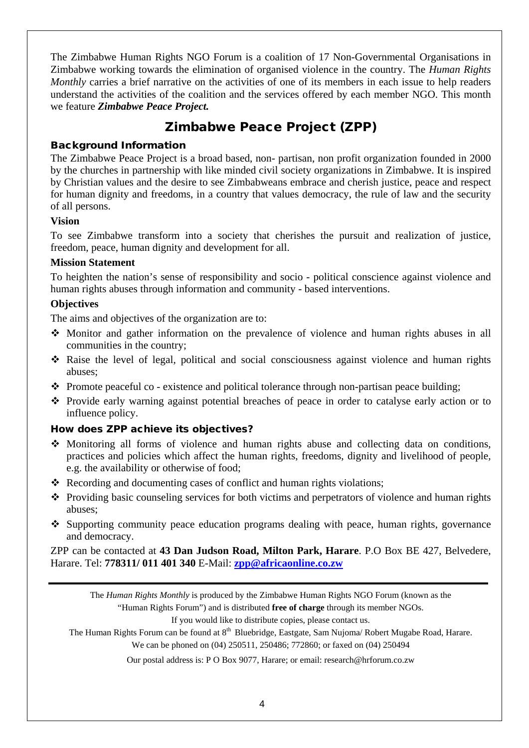The Zimbabwe Human Rights NGO Forum is a coalition of 17 Non-Governmental Organisations in Zimbabwe working towards the elimination of organised violence in the country. The *Human Rights Monthly* carries a brief narrative on the activities of one of its members in each issue to help readers understand the activities of the coalition and the services offered by each member NGO. This month we feature ***Zimbabwe Peace Project.***

# Zimbabwe Peace Project (ZPP)

## Background Information

The Zimbabwe Peace Project is a broad based, non- partisan, non profit organization founded in 2000 by the churches in partnership with like minded civil society organizations in Zimbabwe. It is inspired by Christian values and the desire to see Zimbabweans embrace and cherish justice, peace and respect for human dignity and freedoms, in a country that values democracy, the rule of law and the security of all persons.

### Vision

To see Zimbabwe transform into a society that cherishes the pursuit and realization of justice, freedom, peace, human dignity and development for all.

### Mission Statement

To heighten the nation's sense of responsibility and socio - political conscience against violence and human rights abuses through information and community - based interventions.

### Objectives

The aims and objectives of the organization are to:

- Monitor and gather information on the prevalence of violence and human rights abuses in all communities in the country;
- Raise the level of legal, political and social consciousness against violence and human rights abuses;
- Promote peaceful co - existence and political tolerance through non-partisan peace building;
- Provide early warning against potential breaches of peace in order to catalyse early action or to influence policy.

## How does ZPP achieve its objectives?

- Monitoring all forms of violence and human rights abuse and collecting data on conditions, practices and policies which affect the human rights, freedoms, dignity and livelihood of people, e.g. the availability or otherwise of food;
- Recording and documenting cases of conflict and human rights violations;
- Providing basic counseling services for both victims and perpetrators of violence and human rights abuses;
- Supporting community peace education programs dealing with peace, human rights, governance and democracy.

ZPP can be contacted at **43 Dan Judson Road, Milton Park, Harare**. P.O Box BE 427, Belvedere, Harare. Tel: **778311/ 011 401 340** E-Mail: **zpp@africaonline.co.zw**

---

The *Human Rights Monthly* is produced by the Zimbabwe Human Rights NGO Forum (known as the "Human Rights Forum") and is distributed **free of charge** through its member NGOs.

If you would like to distribute copies, please contact us.

The Human Rights Forum can be found at 8th Bluebridge, Eastgate, Sam Nujoma/ Robert Mugabe Road, Harare.

We can be phoned on (04) 250511, 250486; 772860; or faxed on (04) 250494

Our postal address is: P O Box 9077, Harare; or email: research@hrforum.co.zw